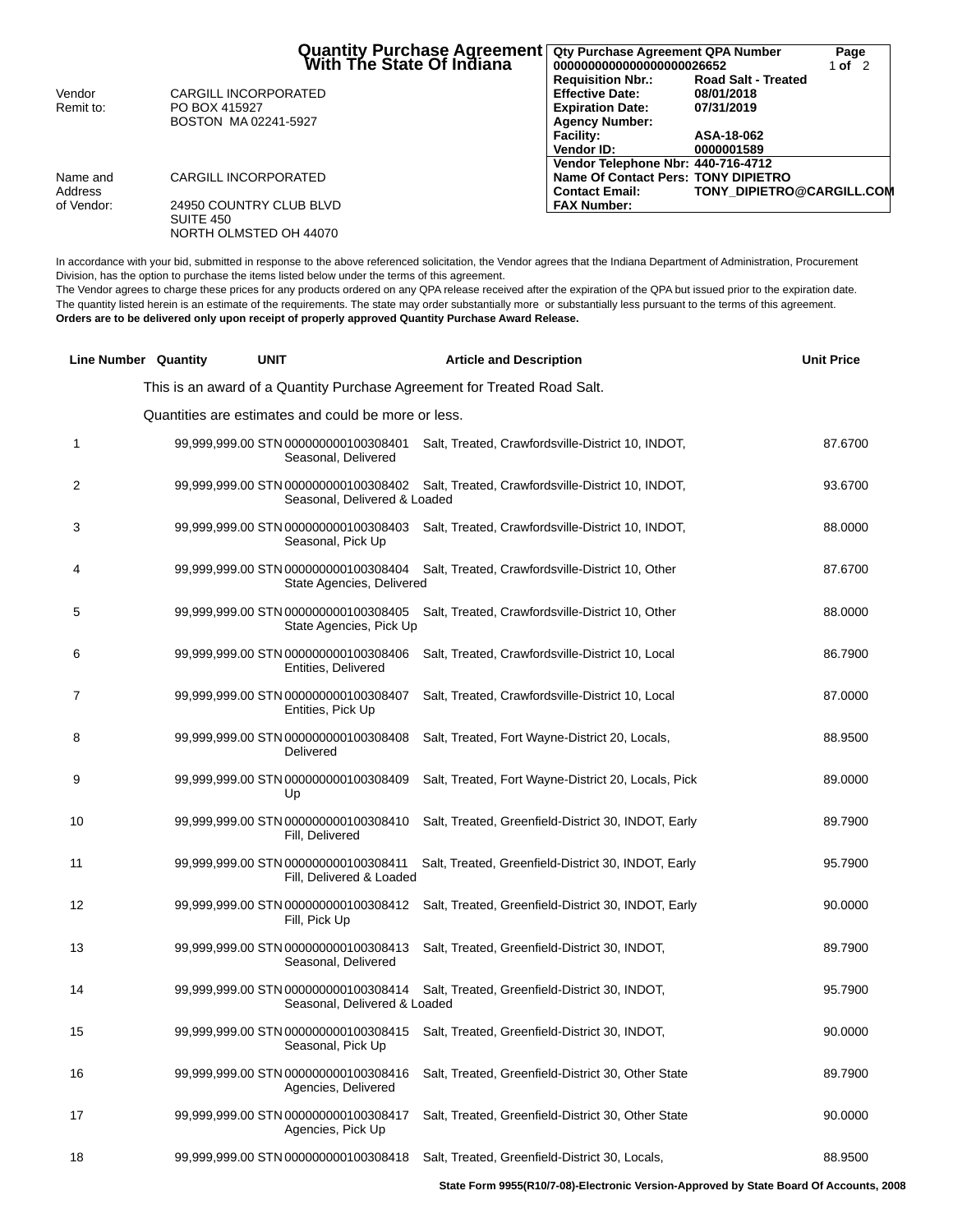# Quantity Purchase Agreement With The State Of Indiana

| | |
|---|---|
| **Qty Purchase Agreement QPA Number** | 00000000000000000026652 |
| **Requisition Nbr.:** | Road Salt - Treated |
| **Effective Date:** | 08/01/2018 |
| **Expiration Date:** | 07/31/2019 |
| **Agency Number:** | |
| **Facility:** | ASA-18-062 |
| **Vendor ID:** | 0000001589 |
| **Vendor Telephone Nbr:** | 440-716-4712 |
| **Name Of Contact Pers:** | TONY DIPIETRO |
| **Contact Email:** | TONY_DIPIETRO@CARGILL.COM |
| **FAX Number:** | |

Vendor Remit to:
CARGILL INCORPORATED
PO BOX 415927
BOSTON MA 02241-5927

Name and Address of Vendor:
CARGILL INCORPORATED
24950 COUNTRY CLUB BLVD
SUITE 450
NORTH OLMSTED OH 44070

In accordance with your bid, submitted in response to the above referenced solicitation, the Vendor agrees that the Indiana Department of Administration, Procurement Division, has the option to purchase the items listed below under the terms of this agreement.
The Vendor agrees to charge these prices for any products ordered on any QPA release received after the expiration of the QPA but issued prior to the expiration date.
The quantity listed herein is an estimate of the requirements. The state may order substantially more or substantially less pursuant to the terms of this agreement.
**Orders are to be delivered only upon receipt of properly approved Quantity Purchase Award Release.**

This is an award of a Quantity Purchase Agreement for Treated Road Salt.

Quantities are estimates and could be more or less.

| Line Number | Quantity | UNIT | Article and Description | Unit Price |
|---|---|---|---|---|
| 1 | 99,999,999.00 | STN | 000000000100308401 Salt, Treated, Crawfordsville-District 10, INDOT, Seasonal, Delivered | 87.6700 |
| 2 | 99,999,999.00 | STN | 000000000100308402 Salt, Treated, Crawfordsville-District 10, INDOT, Seasonal, Delivered & Loaded | 93.6700 |
| 3 | 99,999,999.00 | STN | 000000000100308403 Salt, Treated, Crawfordsville-District 10, INDOT, Seasonal, Pick Up | 88.0000 |
| 4 | 99,999,999.00 | STN | 000000000100308404 Salt, Treated, Crawfordsville-District 10, Other State Agencies, Delivered | 87.6700 |
| 5 | 99,999,999.00 | STN | 000000000100308405 Salt, Treated, Crawfordsville-District 10, Other State Agencies, Pick Up | 88.0000 |
| 6 | 99,999,999.00 | STN | 000000000100308406 Salt, Treated, Crawfordsville-District 10, Local Entities, Delivered | 86.7900 |
| 7 | 99,999,999.00 | STN | 000000000100308407 Salt, Treated, Crawfordsville-District 10, Local Entities, Pick Up | 87.0000 |
| 8 | 99,999,999.00 | STN | 000000000100308408 Salt, Treated, Fort Wayne-District 20, Locals, Delivered | 88.9500 |
| 9 | 99,999,999.00 | STN | 000000000100308409 Salt, Treated, Fort Wayne-District 20, Locals, Pick Up | 89.0000 |
| 10 | 99,999,999.00 | STN | 000000000100308410 Salt, Treated, Greenfield-District 30, INDOT, Early Fill, Delivered | 89.7900 |
| 11 | 99,999,999.00 | STN | 000000000100308411 Salt, Treated, Greenfield-District 30, INDOT, Early Fill, Delivered & Loaded | 95.7900 |
| 12 | 99,999,999.00 | STN | 000000000100308412 Salt, Treated, Greenfield-District 30, INDOT, Early Fill, Pick Up | 90.0000 |
| 13 | 99,999,999.00 | STN | 000000000100308413 Salt, Treated, Greenfield-District 30, INDOT, Seasonal, Delivered | 89.7900 |
| 14 | 99,999,999.00 | STN | 000000000100308414 Salt, Treated, Greenfield-District 30, INDOT, Seasonal, Delivered & Loaded | 95.7900 |
| 15 | 99,999,999.00 | STN | 000000000100308415 Salt, Treated, Greenfield-District 30, INDOT, Seasonal, Pick Up | 90.0000 |
| 16 | 99,999,999.00 | STN | 000000000100308416 Salt, Treated, Greenfield-District 30, Other State Agencies, Delivered | 89.7900 |
| 17 | 99,999,999.00 | STN | 000000000100308417 Salt, Treated, Greenfield-District 30, Other State Agencies, Pick Up | 90.0000 |
| 18 | 99,999,999.00 | STN | 000000000100308418 Salt, Treated, Greenfield-District 30, Locals, | 88.9500 |

State Form 9955(R10/7-08)-Electronic Version-Approved by State Board Of Accounts, 2008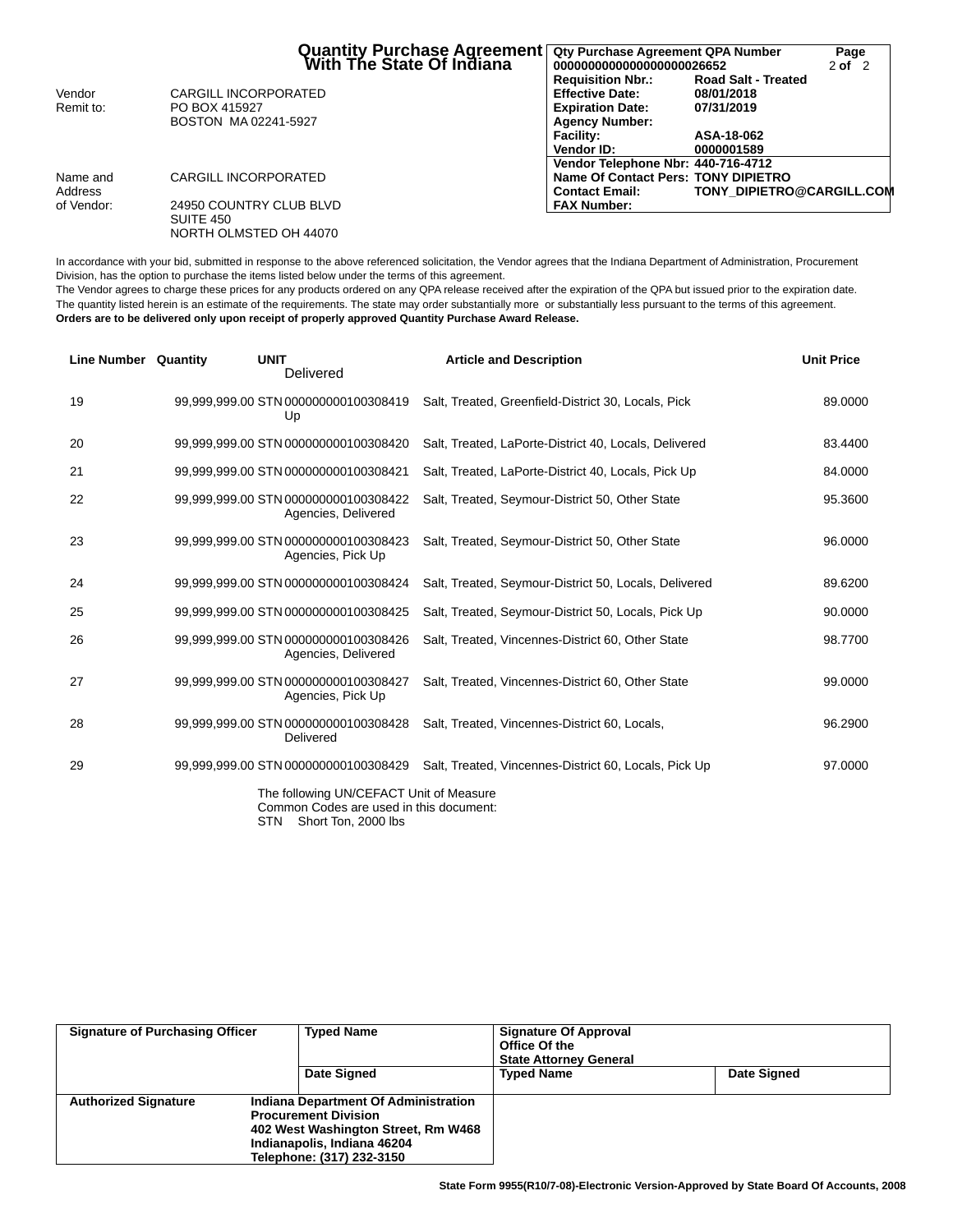# Quantity Purchase Agreement With The State Of Indiana

| | |
|---|---|
| Qty Purchase Agreement QPA Number | 0000000000000000000026652 |
| Requisition Nbr.: | Road Salt - Treated |
| Effective Date: | 08/01/2018 |
| Expiration Date: | 07/31/2019 |
| Agency Number: | |
| Facility: | ASA-18-062 |
| Vendor ID: | 0000001589 |
| Vendor Telephone Nbr: | 440-716-4712 |
| Name Of Contact Pers: | TONY DIPIETRO |
| Contact Email: | TONY_DIPIETRO@CARGILL.COM |
| FAX Number: | |

Vendor Remit to: CARGILL INCORPORATED
PO BOX 415927
BOSTON MA 02241-5927

Name and Address of Vendor: CARGILL INCORPORATED
24950 COUNTRY CLUB BLVD
SUITE 450
NORTH OLMSTED OH 44070

In accordance with your bid, submitted in response to the above referenced solicitation, the Vendor agrees that the Indiana Department of Administration, Procurement Division, has the option to purchase the items listed below under the terms of this agreement.
The Vendor agrees to charge these prices for any products ordered on any QPA release received after the expiration of the QPA but issued prior to the expiration date.
The quantity listed herein is an estimate of the requirements. The state may order substantially more or substantially less pursuant to the terms of this agreement.
**Orders are to be delivered only upon receipt of properly approved Quantity Purchase Award Release.**

| Line Number | Quantity | UNIT | Article and Description | Unit Price |
|---|---|---|---|---|
| 19 | 99,999,999.00 | STN | 000000000100308419 Salt, Treated, Greenfield-District 30, Locals, Pick Up | 89.0000 |
| 20 | 99,999,999.00 | STN | 000000000100308420 Salt, Treated, LaPorte-District 40, Locals, Delivered | 83.4400 |
| 21 | 99,999,999.00 | STN | 000000000100308421 Salt, Treated, LaPorte-District 40, Locals, Pick Up | 84.0000 |
| 22 | 99,999,999.00 | STN | 000000000100308422 Salt, Treated, Seymour-District 50, Other State Agencies, Delivered | 95.3600 |
| 23 | 99,999,999.00 | STN | 000000000100308423 Salt, Treated, Seymour-District 50, Other State Agencies, Pick Up | 96.0000 |
| 24 | 99,999,999.00 | STN | 000000000100308424 Salt, Treated, Seymour-District 50, Locals, Delivered | 89.6200 |
| 25 | 99,999,999.00 | STN | 000000000100308425 Salt, Treated, Seymour-District 50, Locals, Pick Up | 90.0000 |
| 26 | 99,999,999.00 | STN | 000000000100308426 Salt, Treated, Vincennes-District 60, Other State Agencies, Delivered | 98.7700 |
| 27 | 99,999,999.00 | STN | 000000000100308427 Salt, Treated, Vincennes-District 60, Other State Agencies, Pick Up | 99.0000 |
| 28 | 99,999,999.00 | STN | 000000000100308428 Salt, Treated, Vincennes-District 60, Locals, Delivered | 96.2900 |
| 29 | 99,999,999.00 | STN | 000000000100308429 Salt, Treated, Vincennes-District 60, Locals, Pick Up | 97.0000 |

The following UN/CEFACT Unit of Measure Common Codes are used in this document:
STN Short Ton, 2000 lbs

| Signature of Purchasing Officer | Typed Name | Signature Of Approval Office Of the State Attorney General | |
|---|---|---|---|
| | Date Signed | Typed Name | Date Signed |
| Authorized Signature | Indiana Department Of Administration Procurement Division 402 West Washington Street, Rm W468 Indianapolis, Indiana 46204 Telephone: (317) 232-3150 | | |

State Form 9955(R10/7-08)-Electronic Version-Approved by State Board Of Accounts, 2008